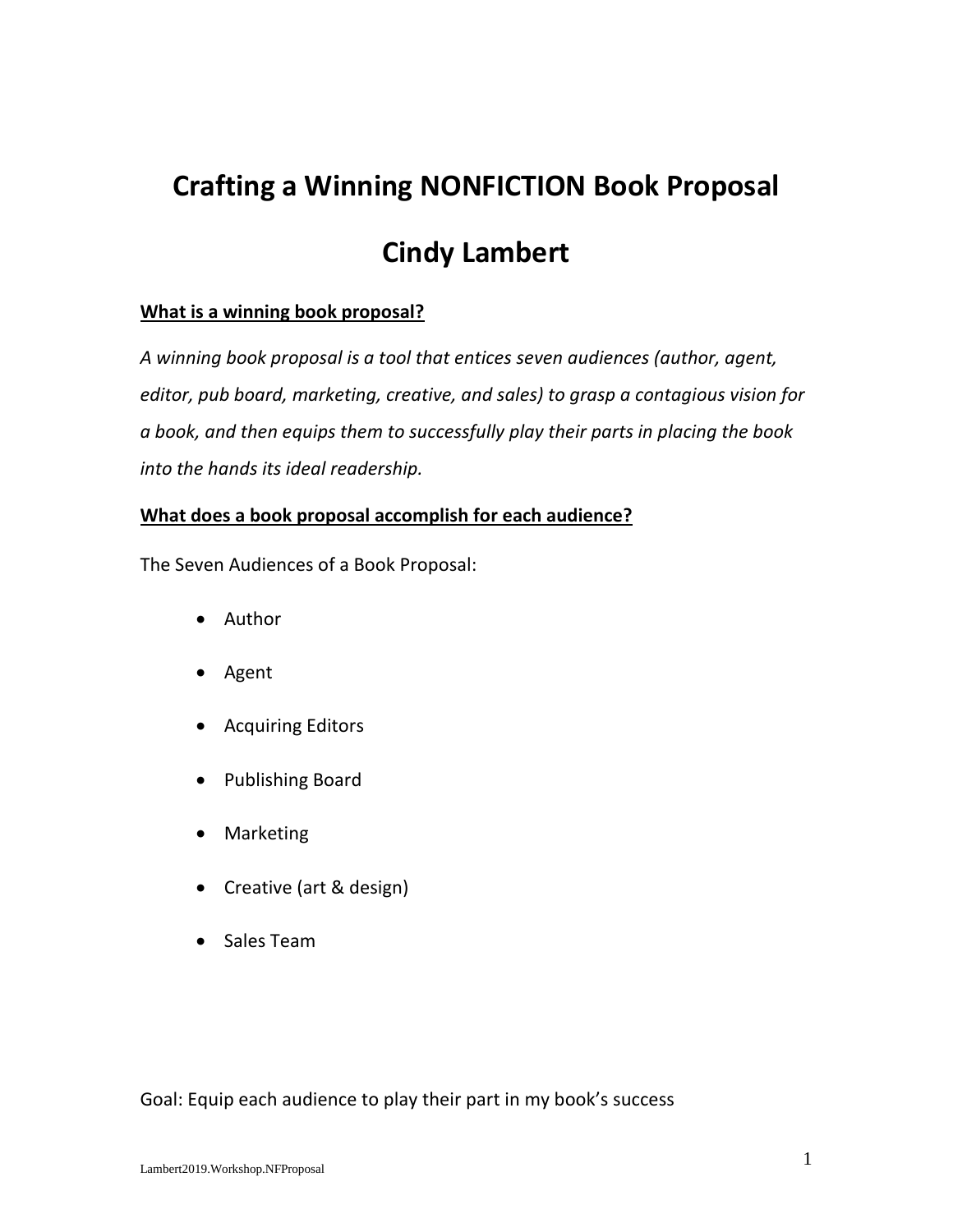# Crafting a Winning NONFICTION Book Proposal

## Cindy Lambert

**What is a winning book proposal?**

*A winning book proposal is a tool that entices seven audiences (author, agent, editor, pub board, marketing, creative, and sales) to grasp a contagious vision for a book, and then equips them to successfully play their parts in placing the book into the hands its ideal readership.*

**What does a book proposal accomplish for each audience?**

The Seven Audiences of a Book Proposal:

- Author
- Agent
- Acquiring Editors
- Publishing Board
- Marketing
- Creative (art & design)
- Sales Team

Goal: Equip each audience to play their part in my book's success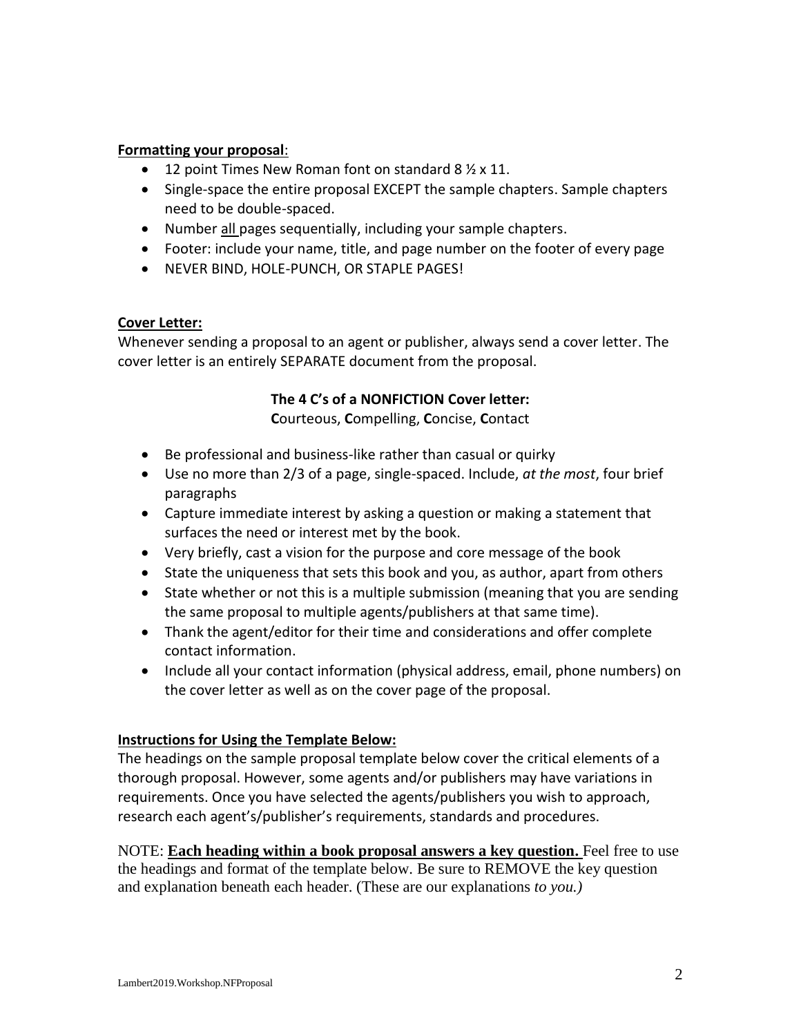**Formatting your proposal**:

- 12 point Times New Roman font on standard 8 ½ x 11.
- Single-space the entire proposal EXCEPT the sample chapters. Sample chapters need to be double-spaced.
- Number all pages sequentially, including your sample chapters.
- Footer: include your name, title, and page number on the footer of every page
- NEVER BIND, HOLE-PUNCH, OR STAPLE PAGES!

**Cover Letter:**

Whenever sending a proposal to an agent or publisher, always send a cover letter. The cover letter is an entirely SEPARATE document from the proposal.

**The 4 C's of a NONFICTION Cover letter:**

**C**ourteous, **C**ompelling, **C**oncise, **C**ontact

- Be professional and business-like rather than casual or quirky
- Use no more than 2/3 of a page, single-spaced. Include, *at the most*, four brief paragraphs
- Capture immediate interest by asking a question or making a statement that surfaces the need or interest met by the book.
- Very briefly, cast a vision for the purpose and core message of the book
- State the uniqueness that sets this book and you, as author, apart from others
- State whether or not this is a multiple submission (meaning that you are sending the same proposal to multiple agents/publishers at that same time).
- Thank the agent/editor for their time and considerations and offer complete contact information.
- Include all your contact information (physical address, email, phone numbers) on the cover letter as well as on the cover page of the proposal.

**Instructions for Using the Template Below:**

The headings on the sample proposal template below cover the critical elements of a thorough proposal. However, some agents and/or publishers may have variations in requirements. Once you have selected the agents/publishers you wish to approach, research each agent's/publisher's requirements, standards and procedures.

NOTE: **Each heading within a book proposal answers a key question.** Feel free to use the headings and format of the template below. Be sure to REMOVE the key question and explanation beneath each header. (These are our explanations *to you.)*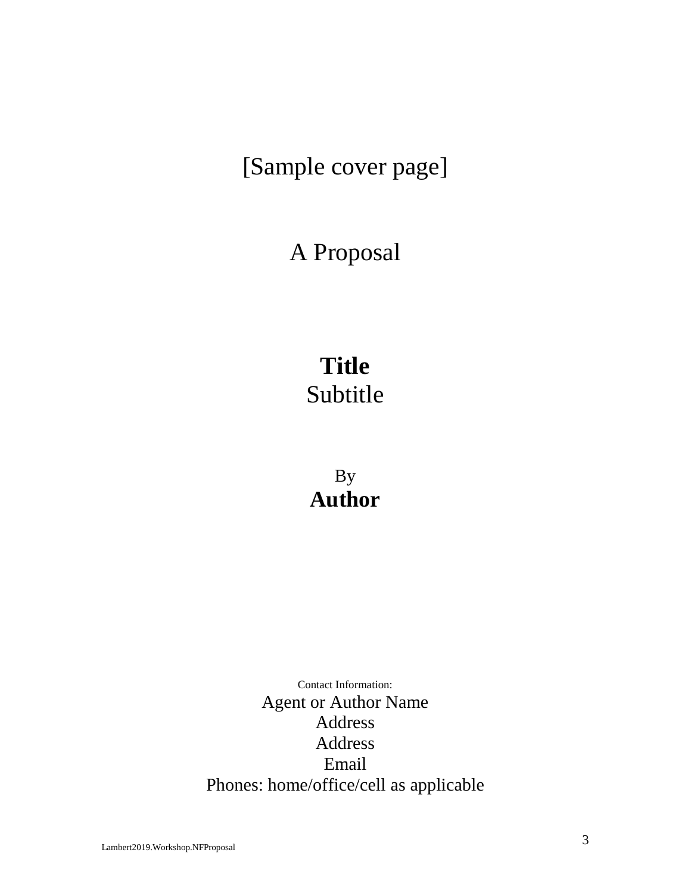[Sample cover page]

A Proposal

**Title**
Subtitle

By
**Author**

Contact Information:
Agent or Author Name
Address
Address
Email
Phones: home/office/cell as applicable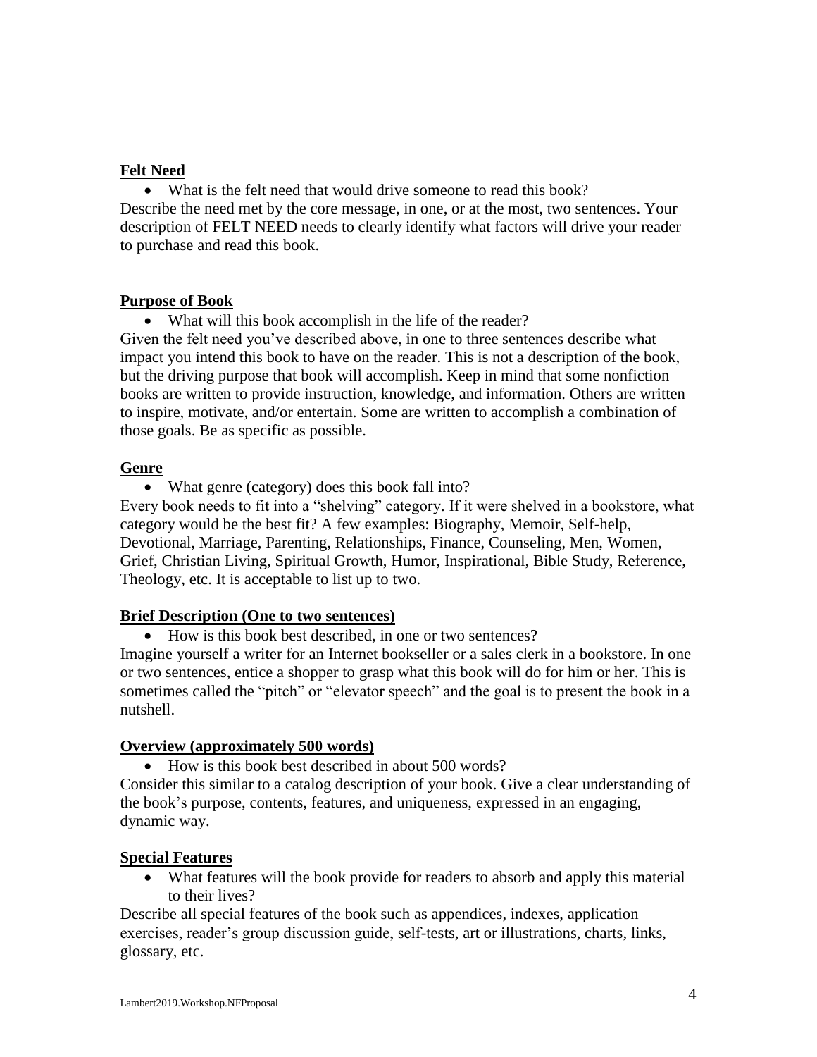**Felt Need**

- What is the felt need that would drive someone to read this book?

Describe the need met by the core message, in one, or at the most, two sentences. Your description of FELT NEED needs to clearly identify what factors will drive your reader to purchase and read this book.

**Purpose of Book**

- What will this book accomplish in the life of the reader?

Given the felt need you've described above, in one to three sentences describe what impact you intend this book to have on the reader. This is not a description of the book, but the driving purpose that book will accomplish. Keep in mind that some nonfiction books are written to provide instruction, knowledge, and information. Others are written to inspire, motivate, and/or entertain. Some are written to accomplish a combination of those goals. Be as specific as possible.

**Genre**

- What genre (category) does this book fall into?

Every book needs to fit into a "shelving" category. If it were shelved in a bookstore, what category would be the best fit? A few examples: Biography, Memoir, Self-help, Devotional, Marriage, Parenting, Relationships, Finance, Counseling, Men, Women, Grief, Christian Living, Spiritual Growth, Humor, Inspirational, Bible Study, Reference, Theology, etc. It is acceptable to list up to two.

**Brief Description (One to two sentences)**

- How is this book best described, in one or two sentences?

Imagine yourself a writer for an Internet bookseller or a sales clerk in a bookstore. In one or two sentences, entice a shopper to grasp what this book will do for him or her. This is sometimes called the "pitch" or "elevator speech" and the goal is to present the book in a nutshell.

**Overview (approximately 500 words)**

- How is this book best described in about 500 words?

Consider this similar to a catalog description of your book. Give a clear understanding of the book's purpose, contents, features, and uniqueness, expressed in an engaging, dynamic way.

**Special Features**

- What features will the book provide for readers to absorb and apply this material to their lives?

Describe all special features of the book such as appendices, indexes, application exercises, reader's group discussion guide, self-tests, art or illustrations, charts, links, glossary, etc.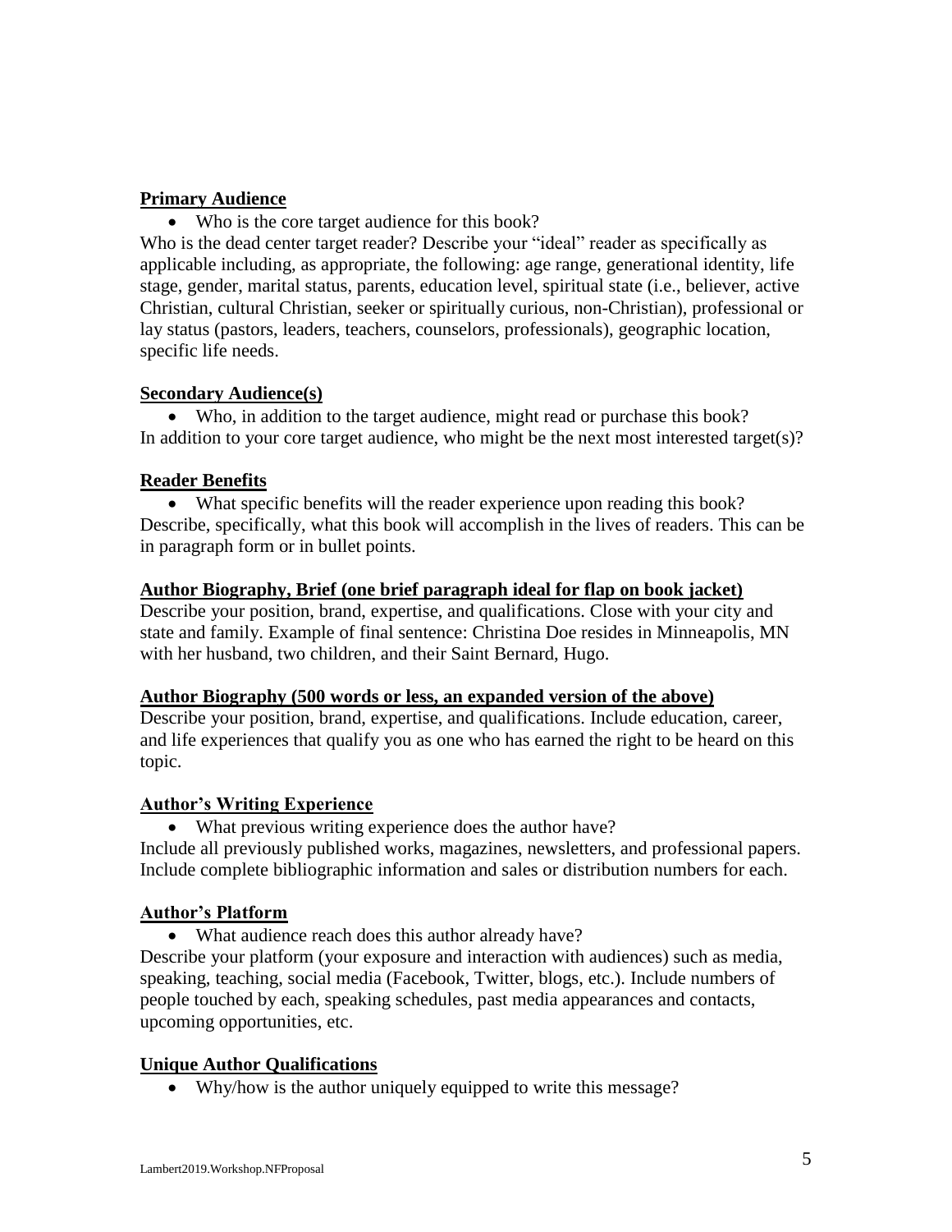**Primary Audience**

- Who is the core target audience for this book?

Who is the dead center target reader? Describe your "ideal" reader as specifically as applicable including, as appropriate, the following: age range, generational identity, life stage, gender, marital status, parents, education level, spiritual state (i.e., believer, active Christian, cultural Christian, seeker or spiritually curious, non-Christian), professional or lay status (pastors, leaders, teachers, counselors, professionals), geographic location, specific life needs.

**Secondary Audience(s)**

- Who, in addition to the target audience, might read or purchase this book?

In addition to your core target audience, who might be the next most interested target(s)?

**Reader Benefits**

- What specific benefits will the reader experience upon reading this book?

Describe, specifically, what this book will accomplish in the lives of readers. This can be in paragraph form or in bullet points.

**Author Biography, Brief (one brief paragraph ideal for flap on book jacket)**

Describe your position, brand, expertise, and qualifications. Close with your city and state and family. Example of final sentence: Christina Doe resides in Minneapolis, MN with her husband, two children, and their Saint Bernard, Hugo.

**Author Biography (500 words or less, an expanded version of the above)**

Describe your position, brand, expertise, and qualifications. Include education, career, and life experiences that qualify you as one who has earned the right to be heard on this topic.

**Author's Writing Experience**

- What previous writing experience does the author have?

Include all previously published works, magazines, newsletters, and professional papers. Include complete bibliographic information and sales or distribution numbers for each.

**Author's Platform**

- What audience reach does this author already have?

Describe your platform (your exposure and interaction with audiences) such as media, speaking, teaching, social media (Facebook, Twitter, blogs, etc.). Include numbers of people touched by each, speaking schedules, past media appearances and contacts, upcoming opportunities, etc.

**Unique Author Qualifications**

- Why/how is the author uniquely equipped to write this message?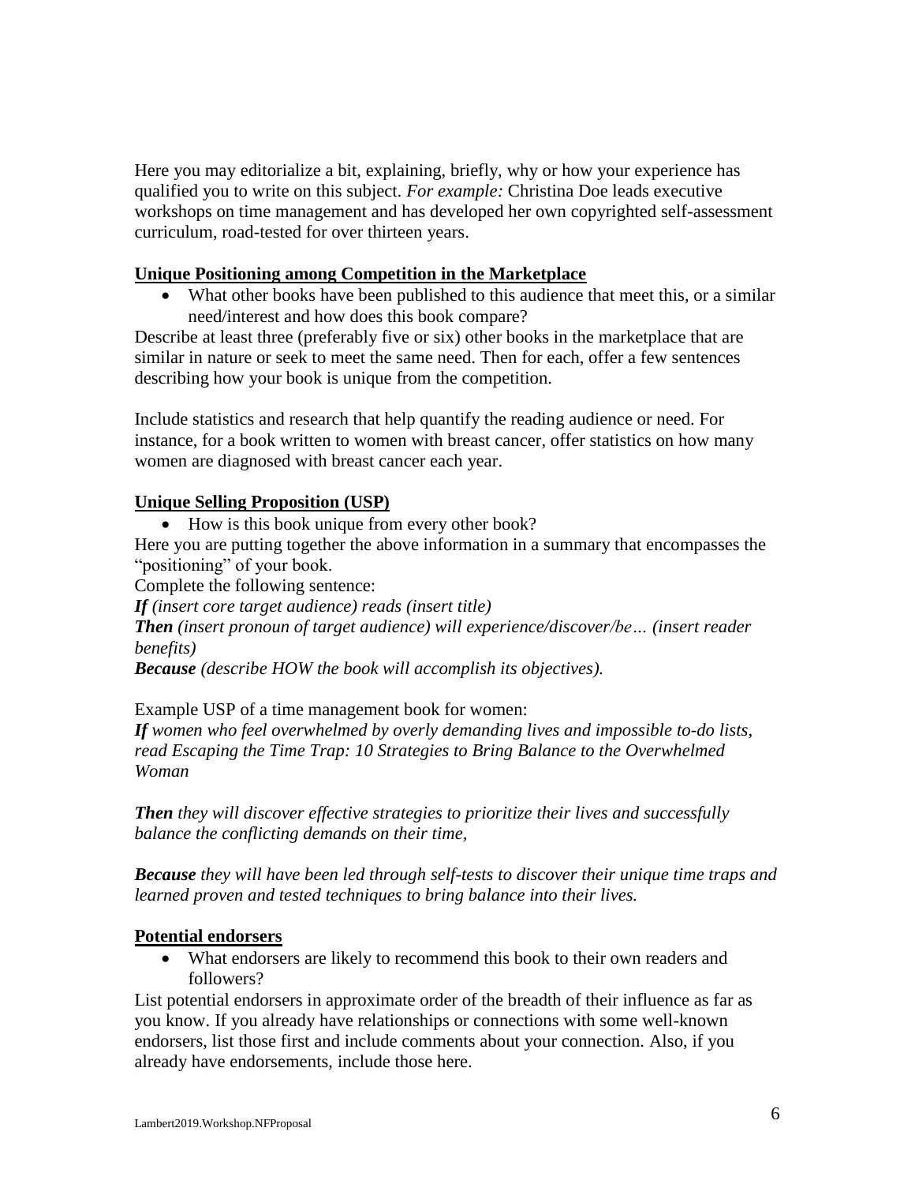Here you may editorialize a bit, explaining, briefly, why or how your experience has qualified you to write on this subject. *For example:* Christina Doe leads executive workshops on time management and has developed her own copyrighted self-assessment curriculum, road-tested for over thirteen years.

**Unique Positioning among Competition in the Marketplace**

- What other books have been published to this audience that meet this, or a similar need/interest and how does this book compare?

Describe at least three (preferably five or six) other books in the marketplace that are similar in nature or seek to meet the same need. Then for each, offer a few sentences describing how your book is unique from the competition.

Include statistics and research that help quantify the reading audience or need. For instance, for a book written to women with breast cancer, offer statistics on how many women are diagnosed with breast cancer each year.

**Unique Selling Proposition (USP)**

- How is this book unique from every other book?

Here you are putting together the above information in a summary that encompasses the "positioning" of your book.

Complete the following sentence:

***If*** *(insert core target audience) reads (insert title)*
***Then*** *(insert pronoun of target audience) will experience/discover/be… (insert reader benefits)*
***Because*** *(describe HOW the book will accomplish its objectives).*

Example USP of a time management book for women:

***If*** *women who feel overwhelmed by overly demanding lives and impossible to-do lists, read Escaping the Time Trap: 10 Strategies to Bring Balance to the Overwhelmed Woman*

***Then*** *they will discover effective strategies to prioritize their lives and successfully balance the conflicting demands on their time,*

***Because*** *they will have been led through self-tests to discover their unique time traps and learned proven and tested techniques to bring balance into their lives.*

**Potential endorsers**

- What endorsers are likely to recommend this book to their own readers and followers?

List potential endorsers in approximate order of the breadth of their influence as far as you know. If you already have relationships or connections with some well-known endorsers, list those first and include comments about your connection. Also, if you already have endorsements, include those here.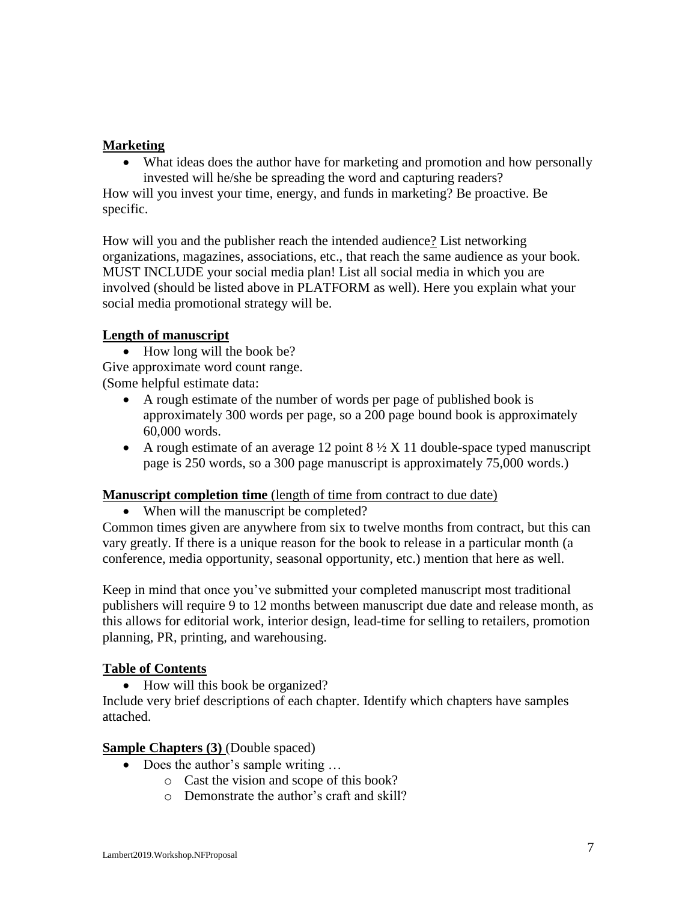**Marketing**

- What ideas does the author have for marketing and promotion and how personally invested will he/she be spreading the word and capturing readers?

How will you invest your time, energy, and funds in marketing? Be proactive. Be specific.

How will you and the publisher reach the intended audience? List networking organizations, magazines, associations, etc., that reach the same audience as your book. MUST INCLUDE your social media plan! List all social media in which you are involved (should be listed above in PLATFORM as well). Here you explain what your social media promotional strategy will be.

**Length of manuscript**

- How long will the book be?

Give approximate word count range.
(Some helpful estimate data:

- A rough estimate of the number of words per page of published book is approximately 300 words per page, so a 200 page bound book is approximately 60,000 words.
- A rough estimate of an average 12 point 8 ½ X 11 double-space typed manuscript page is 250 words, so a 300 page manuscript is approximately 75,000 words.)

**Manuscript completion time** (length of time from contract to due date)

- When will the manuscript be completed?

Common times given are anywhere from six to twelve months from contract, but this can vary greatly. If there is a unique reason for the book to release in a particular month (a conference, media opportunity, seasonal opportunity, etc.) mention that here as well.

Keep in mind that once you've submitted your completed manuscript most traditional publishers will require 9 to 12 months between manuscript due date and release month, as this allows for editorial work, interior design, lead-time for selling to retailers, promotion planning, PR, printing, and warehousing.

**Table of Contents**

- How will this book be organized?

Include very brief descriptions of each chapter. Identify which chapters have samples attached.

**Sample Chapters (3)** (Double spaced)

- Does the author's sample writing …
  - Cast the vision and scope of this book?
  - Demonstrate the author's craft and skill?